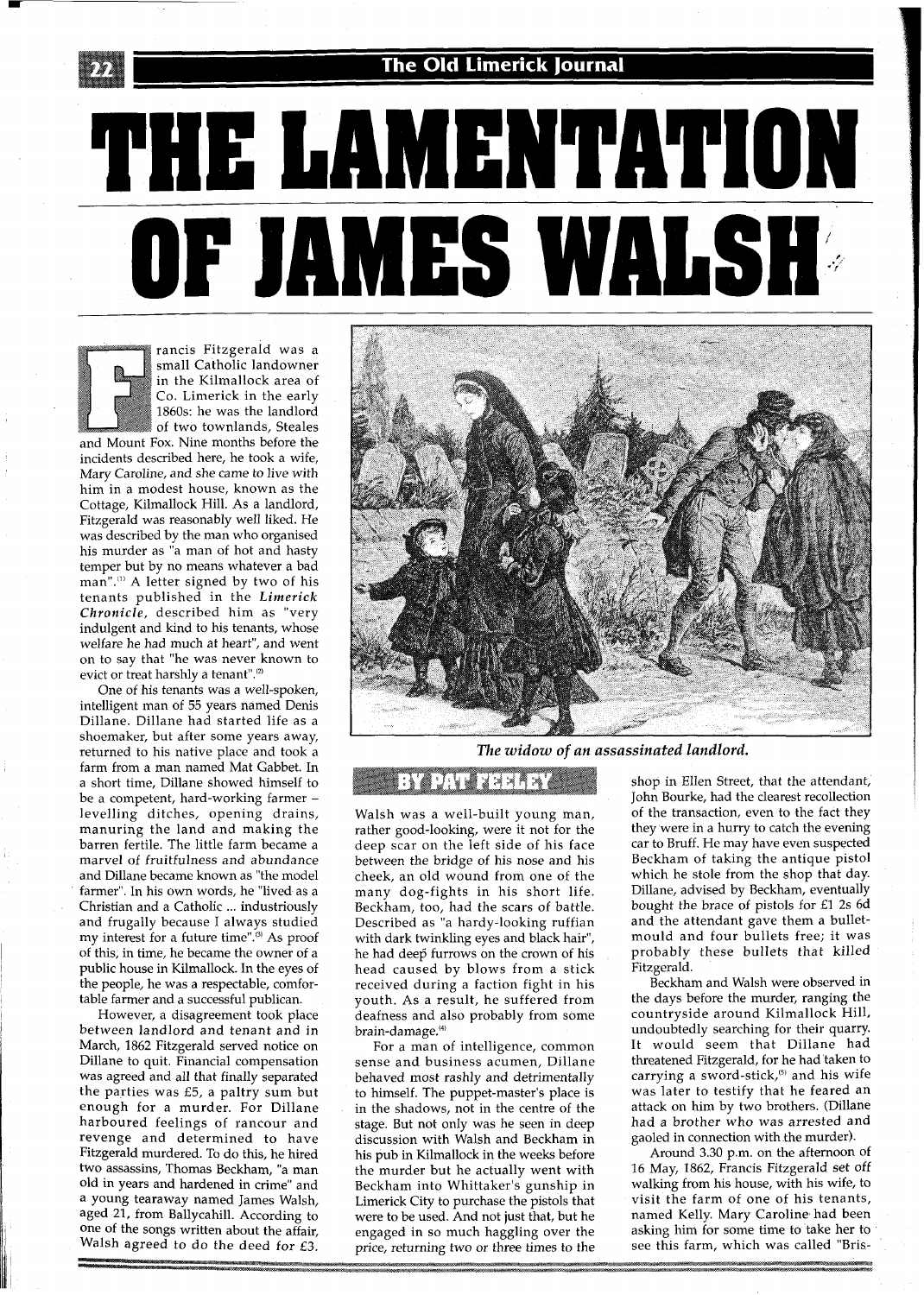# THE LAMENTATION OF JAMES WALSH

*The widow of an assassinated landlord.*

**BY PAT FEELEY**

Francis Fitzgerald was a small Catholic landowner in the Kilmallock area of Co. Limerick in the early 1860s: he was the landlord of two townlands, Steales and Mount Fox. Nine months before the incidents described here, he took a wife, Mary Caroline, and she came to live with him in a modest house, known as the Cottage, Kilmallock Hill. As a landlord, Fitzgerald was reasonably well liked. He was described by the man who organised his murder as "a man of hot and hasty temper but by no means whatever a bad man".[1] A letter signed by two of his tenants published in the *Limerick Chronicle*, described him as "very indulgent and kind to his tenants, whose welfare he had much at heart", and went on to say that "he was never known to evict or treat harshly a tenant".[2]

One of his tenants was a well-spoken, intelligent man of 55 years named Denis Dillane. Dillane had started life as a shoemaker, but after some years away, returned to his native place and took a farm from a man named Mat Gabbet. In a short time, Dillane showed himself to be a competent, hard-working farmer – levelling ditches, opening drains, manuring the land and making the barren fertile. The little farm became a marvel of fruitfulness and abundance and Dillane became known as "the model farmer". In his own words, he "lived as a Christian and a Catholic ... industriously and frugally because I always studied my interest for a future time".[3] As proof of this, in time, he became the owner of a public house in Kilmallock. In the eyes of the people, he was a respectable, comfortable farmer and a successful publican.

However, a disagreement took place between landlord and tenant and in March, 1862 Fitzgerald served notice on Dillane to quit. Financial compensation was agreed and all that finally separated the parties was £5, a paltry sum but enough for a murder. For Dillane harboured feelings of rancour and revenge and determined to have Fitzgerald murdered. To do this, he hired two assassins, Thomas Beckham, "a man old in years and hardened in crime" and a young tearaway named James Walsh, aged 21, from Ballycahill. According to one of the songs written about the affair, Walsh agreed to do the deed for £3. Walsh was a well-built young man, rather good-looking, were it not for the deep scar on the left side of his face between the bridge of his nose and his cheek, an old wound from one of the many dog-fights in his short life. Beckham, too, had the scars of battle. Described as "a hardy-looking ruffian with dark twinkling eyes and black hair", he had deep furrows on the crown of his head caused by blows from a stick received during a faction fight in his youth. As a result, he suffered from deafness and also probably from some brain-damage.[4]

For a man of intelligence, common sense and business acumen, Dillane behaved most rashly and detrimentally to himself. The puppet-master's place is in the shadows, not in the centre of the stage. But not only was he seen in deep discussion with Walsh and Beckham in his pub in Kilmallock in the weeks before the murder but he actually went with Beckham into Whittaker's gunship in Limerick City to purchase the pistols that were to be used. And not just that, but he engaged in so much haggling over the price, returning two or three times to the shop in Ellen Street, that the attendant, John Bourke, had the clearest recollection of the transaction, even to the fact they they were in a hurry to catch the evening car to Bruff. He may have even suspected Beckham of taking the antique pistol which he stole from the shop that day. Dillane, advised by Beckham, eventually bought the brace of pistols for £1 2s 6d and the attendant gave them a bullet-mould and four bullets free; it was probably these bullets that killed Fitzgerald.

Beckham and Walsh were observed in the days before the murder, ranging the countryside around Kilmallock Hill, undoubtedly searching for their quarry. It would seem that Dillane had threatened Fitzgerald, for he had taken to carrying a sword-stick,[5] and his wife was later to testify that he feared an attack on him by two brothers. (Dillane had a brother who was arrested and gaoled in connection with the murder).

Around 3.30 p.m. on the afternoon of 16 May, 1862, Francis Fitzgerald set off walking from his house, with his wife, to visit the farm of one of his tenants, named Kelly. Mary Caroline had been asking him for some time to take her to see this farm, which was called "Bris-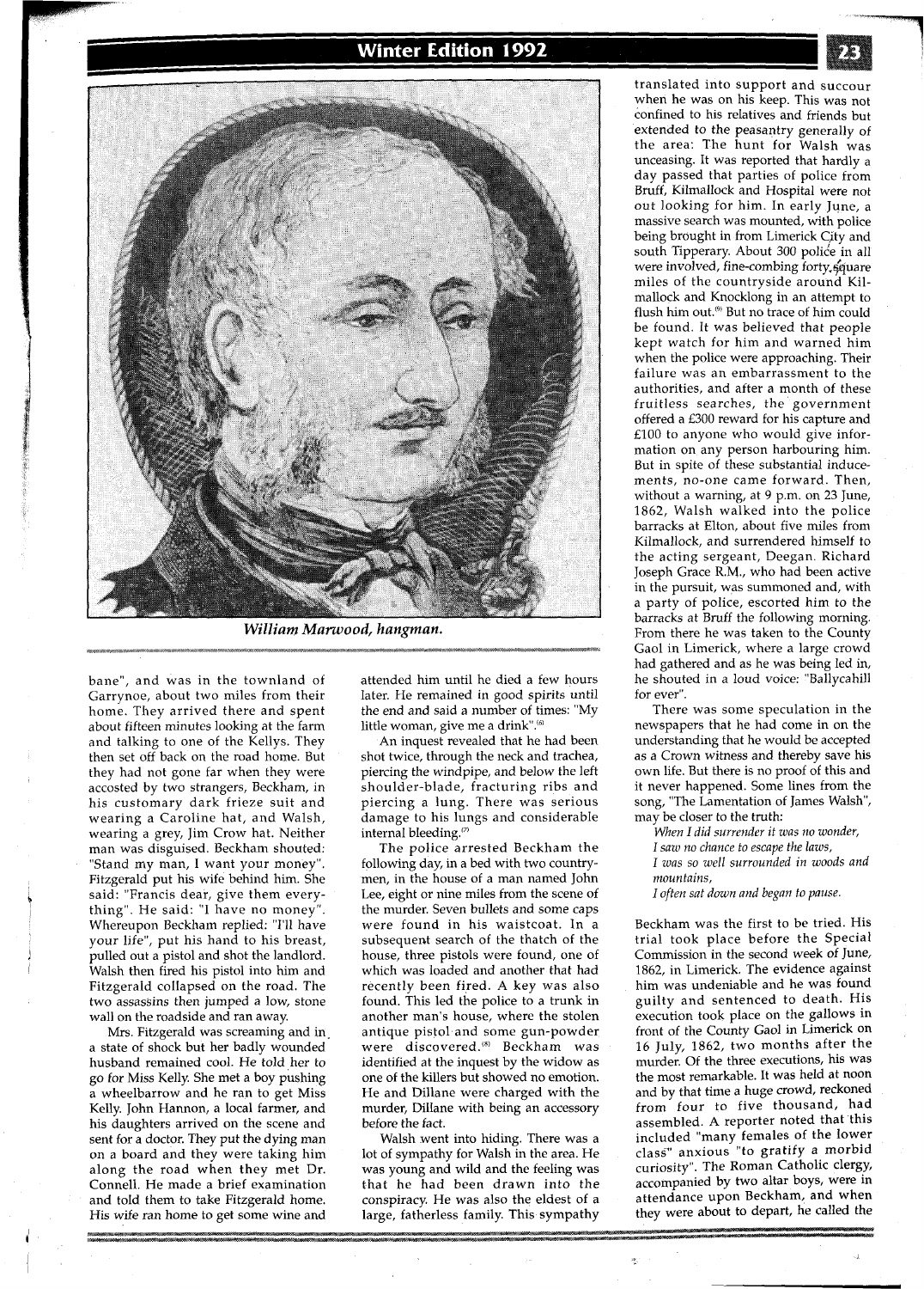*William Marwood, hangman.*

bane", and was in the townland of Garrynoe, about two miles from their home. They arrived there and spent about fifteen minutes looking at the farm and talking to one of the Kellys. They then set off back on the road home. But they had not gone far when they were accosted by two strangers, Beckham, in his customary dark frieze suit and wearing a Caroline hat, and Walsh, wearing a grey, Jim Crow hat. Neither man was disguised. Beckham shouted: "Stand my man, I want your money". Fitzgerald put his wife behind him. She said: "Francis dear, give them everything". He said: "I have no money". Whereupon Beckham replied: "I'll have your life", put his hand to his breast, pulled out a pistol and shot the landlord. Walsh then fired his pistol into him and Fitzgerald collapsed on the road. The two assassins then jumped a low, stone wall on the roadside and ran away.

Mrs. Fitzgerald was screaming and in a state of shock but her badly wounded husband remained cool. He told her to go for Miss Kelly. She met a boy pushing a wheelbarrow and he ran to get Miss Kelly. John Hannon, a local farmer, and his daughters arrived on the scene and sent for a doctor. They put the dying man on a board and they were taking him along the road when they met Dr. Connell. He made a brief examination and told them to take Fitzgerald home. His wife ran home to get some wine and attended him until he died a few hours later. He remained in good spirits until the end and said a number of times: "My little woman, give me a drink".[6]

An inquest revealed that he had been shot twice, through the neck and trachea, piercing the windpipe, and below the left shoulder-blade, fracturing ribs and piercing a lung. There was serious damage to his lungs and considerable internal bleeding.[7]

The police arrested Beckham the following day, in a bed with two countrymen, in the house of a man named John Lee, eight or nine miles from the scene of the murder. Seven bullets and some caps were found in his waistcoat. In a subsequent search of the thatch of the house, three pistols were found, one of which was loaded and another that had recently been fired. A key was also found. This led the police to a trunk in another man's house, where the stolen antique pistol and some gun-powder were discovered.[8] Beckham was identified at the inquest by the widow as one of the killers but showed no emotion. He and Dillane were charged with the murder, Dillane with being an accessory before the fact.

Walsh went into hiding. There was a lot of sympathy for Walsh in the area. He was young and wild and the feeling was that he had been drawn into the conspiracy. He was also the eldest of a large, fatherless family. This sympathy translated into support and succour when he was on his keep. This was not confined to his relatives and friends but extended to the peasantry generally of the area: The hunt for Walsh was unceasing. It was reported that hardly a day passed that parties of police from Bruff, Kilmallock and Hospital were not out looking for him. In early June, a massive search was mounted, with police being brought in from Limerick City and south Tipperary. About 300 police in all were involved, fine-combing forty square miles of the countryside around Kilmallock and Knocklong in an attempt to flush him out.[9] But no trace of him could be found. It was believed that people kept watch for him and warned him when the police were approaching. Their failure was an embarrassment to the authorities, and after a month of these fruitless searches, the government offered a £300 reward for his capture and £100 to anyone who would give information on any person harbouring him. But in spite of these substantial inducements, no-one came forward. Then, without a warning, at 9 p.m. on 23 June, 1862, Walsh walked into the police barracks at Elton, about five miles from Kilmallock, and surrendered himself to the acting sergeant, Deegan. Richard Joseph Grace R.M., who had been active in the pursuit, was summoned and, with a party of police, escorted him to the barracks at Bruff the following morning. From there he was taken to the County Gaol in Limerick, where a large crowd had gathered and as he was being led in, he shouted in a loud voice: "Ballycahill for ever".

There was some speculation in the newspapers that he had come in on the understanding that he would be accepted as a Crown witness and thereby save his own life. But there is no proof of this and it never happened. Some lines from the song, "The Lamentation of James Walsh", may be closer to the truth:

*When I did surrender it was no wonder,*
*I saw no chance to escape the laws,*
*I was so well surrounded in woods and mountains,*
*I often sat down and began to pause.*

Beckham was the first to be tried. His trial took place before the Special Commission in the second week of June, 1862, in Limerick. The evidence against him was undeniable and he was found guilty and sentenced to death. His execution took place on the gallows in front of the County Gaol in Limerick on 16 July, 1862, two months after the murder. Of the three executions, his was the most remarkable. It was held at noon and by that time a huge crowd, reckoned from four to five thousand, had assembled. A reporter noted that this included "many females of the lower class" anxious "to gratify a morbid curiosity". The Roman Catholic clergy, accompanied by two altar boys, were in attendance upon Beckham, and when they were about to depart, he called the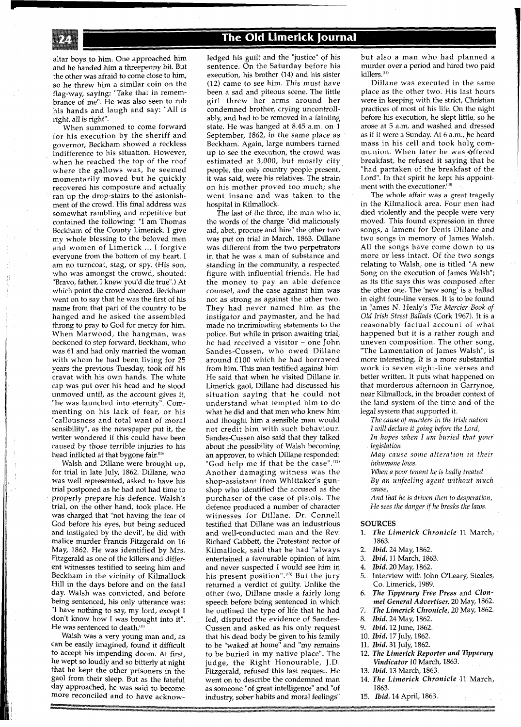altar boys to him. One approached him and he handed him a threepenny bit. But the other was afraid to come close to him, so he threw him a similar coin on the flag-way, saying: "Take that in remembrance of me". He was also seen to rub his hands and laugh and say: "All is right, all is right".

When summoned to come forward for his execution by the sheriff and governor, Beckham showed a reckless indifference to his situation. However, when he reached the top of the roof where the gallows was, he seemed momentarily moved but he quickly recovered his composure and actually ran up the drop-stairs to the astonishment of the crowd. His final address was somewhat rambling and repetitive but contained the following: "I am Thomas Beckham of the County Limerick. I give my whole blessing to the beloved men and women of Limerick ... I forgive everyone from the bottom of my heart. I am no turncoat, stag, or spy. (His son, who was amongst the crowd, shouted: "Bravo, father, I knew you'd die true".) At which point the crowd cheered. Beckham went on to say that he was the first of his name from that part of the country to be hanged and he asked the assembled throng to pray to God for mercy for him. When Marwood, the hangman, was beckoned to step forward, Beckham, who was 61 and had only married the woman with whom he had been living for 25 years the previous Tuesday, took off his cravat with his own hands. The white cap was put over his head and he stood unmoved until, as the account gives it, "he was launched into eternity". Commenting on his lack of fear, or his "callousness and total want of moral sensibility", as the newspaper put it, the writer wondered if this could have been caused by those terrible injuries to his head inflicted at that bygone fair.[10]

Walsh and Dillane were brought up, for trial in late July, 1862. Dillane, who was well represented, asked to have his trial postponed as he had not had time to properly prepare his defence. Walsh's trial, on the other hand, took place. He was charged that "not having the fear of God before his eyes, but being seduced and instigated by the devil', he did with malice murder Francis Fitzgerald on 16 May, 1862. He was identified by Mrs. Fitzgerald as one of the killers and different witnesses testified to seeing him and Beckham in the vicinity of Kilmallock Hill in the days before and on the fatal day. Walsh was convicted, and before being sentenced, his only utterance was: "I have nothing to say, my lord, except I don't know how I was brought into it". He was sentenced to death.[11]

Walsh was a very young man and, as can be easily imagined, found it difficult to accept his impending doom. At first, he wept so loudly and so bitterly at night that he kept the other prisoners in the gaol from their sleep. But as the fateful day approached, he was said to become more reconciled and to have acknowledged his guilt and the "justice" of his sentence. On the Saturday before his execution, his brother (14) and his sister (12) came to see him. This must have been a sad and piteous scene. The little girl threw her arms around her condemned brother, crying uncontrollably, and had to be removed in a fainting state. He was hanged at 8.45 a.m. on 1 September, 1862, in the same place as Beckham. Again, large numbers turned up to see the execution, the crowd was estimated at 3,000, but mostly city people, the only country people present, it was said, were his relatives. The strain on his mother proved too much; she went insane and was taken to the hospital in Kilmallock.

The last of the three, the man who in the words of the charge "did maliciously aid, abet, procure and hire" the other two was put on trial in March, 1863. Dillane was different from the two perpetrators in that he was a man of substance and standing in the community, a respected figure with influential friends. He had the money to pay an able defence counsel, and the case against him was not as strong as against the other two. They had never named him as the instigator and paymaster, and he had made no incriminating statements to the police. But while in prison awaiting trial, he had received a visitor – one John Sandes-Cussen, who owed Dillane around £100 which he had borrowed from him. This man testified against him. He said that when he visited Dillane in Limerick gaol, Dillane had discussed his situation saying that he could not understand what tempted him to do what he did and that men who knew him and thought him a sensible man would not credit him with such behaviour. Sandes-Cussen also said that they talked about the possibility of Walsh becoming an approver, to which Dillane responded: "God help me if that be the case".[12] Another damaging witness was the shop-assistant from Whittaker's gunshop who identified the accused as the purchaser of the case of pistols. The defence produced a number of character witnesses for Dillane. Dr. Connell testified that Dillane was an industrious and well-conducted man and the Rev. Richard Gabbett, the Protestant rector of Kilmallock, said that he had "always entertained a favourable opinion of him and never suspected I would see him in his present position".[13] But the jury returned a verdict of guilty. Unlike the other two, Dillane made a fairly long speech before being sentenced in which he outlined the type of life that he had led, disputed the evidence of Sandes-Cussen and asked as his only request that his dead body be given to his family to be "waked at home" and "my remains to be buried in my native place". The judge, the Right Honourable, J.D. Fitzgerald, refused this last request. He went on to describe the condemned man as someone "of great intelligence" and "of industry, sober habits and moral feelings" but also a man who had planned a murder over a period and hired two paid killers.[14]

Dillane was executed in the same place as the other two. His last hours were in keeping with the strict, Christian practices of most of his life. On the night before his execution, he slept little, so he arose at 5 a.m. and washed and dressed as if it were a Sunday. At 6 a.m., he heard mass in his cell and took holy communion. When later he was offered breakfast, he refused it saying that he "had partaken of the breakfast of the Lord". In that spirit he kept his appointment with the executioner.[15]

The whole affair was a great tragedy in the Kilmallock area. Four men had died violently and the people were very moved. This found expression in three songs, a lament for Denis Dillane and two songs in memory of James Walsh. All the songs have come down to us more or less intact. Of the two songs relating to Walsh, one is titled "A new Song on the execution of James Walsh"; as its title says this was composed after the other one. The 'new song' is a ballad in eight four-line verses. It is to be found in James N. Healy's *The Mercier Book of Old Irish Street Ballads* (Cork 1967). It is a reasonably factual account of what happened but it is a rather rough and uneven composition. The other song, "The Lamentation of James Walsh", is more interesting. It is a more substantial work in seven eight-line verses and better written. It puts what happened on that murderous afternoon in Garrynoe, near Kilmallock, in the broader context of the land system of the time and of the legal system that supported it.

*The cause of murders in the Irish nation*
*I will declare it going before the Lord,*
*In hopes when I am buried that your legislation*
*May cause some alteration in their inhumane laws.*
*When a poor tenant he is badly treated*
*By an unfeeling agent without much cause,*
*And that he is driven then to desperation,*
*He sees the danger if he breaks the laws.*

## SOURCES

1. *The Limerick Chronicle* 11 March, 1863.
2. *Ibid.* 24 May, 1862.
3. *Ibid.* 11 March, 1863.
4. *Ibid.* 20 May, 1862.
5. Interview with John O'Leary, Steales, Co. Limerick, 1989.
6. *The Tipperary Free Press* and *Clonmel General Advertiser.* 20 May, 1862.
7. *The Limerick Chronicle*, 20 May, 1862.
8. *Ibid.* 24 May, 1862.
9. *Ibid.* 12 June, 1862.
10. *Ibid.* 17 July, 1862.
11. *Ibid.* 31 July, 1862.
12. *The Limerick Reporter and Tipperary Vindicator* 10 March, 1863.
13. *Ibid.* 13 March, 1863.
14. *The Limerick Chronicle* 11 March, 1863.
15. *Ibid.* 14 April, 1863.